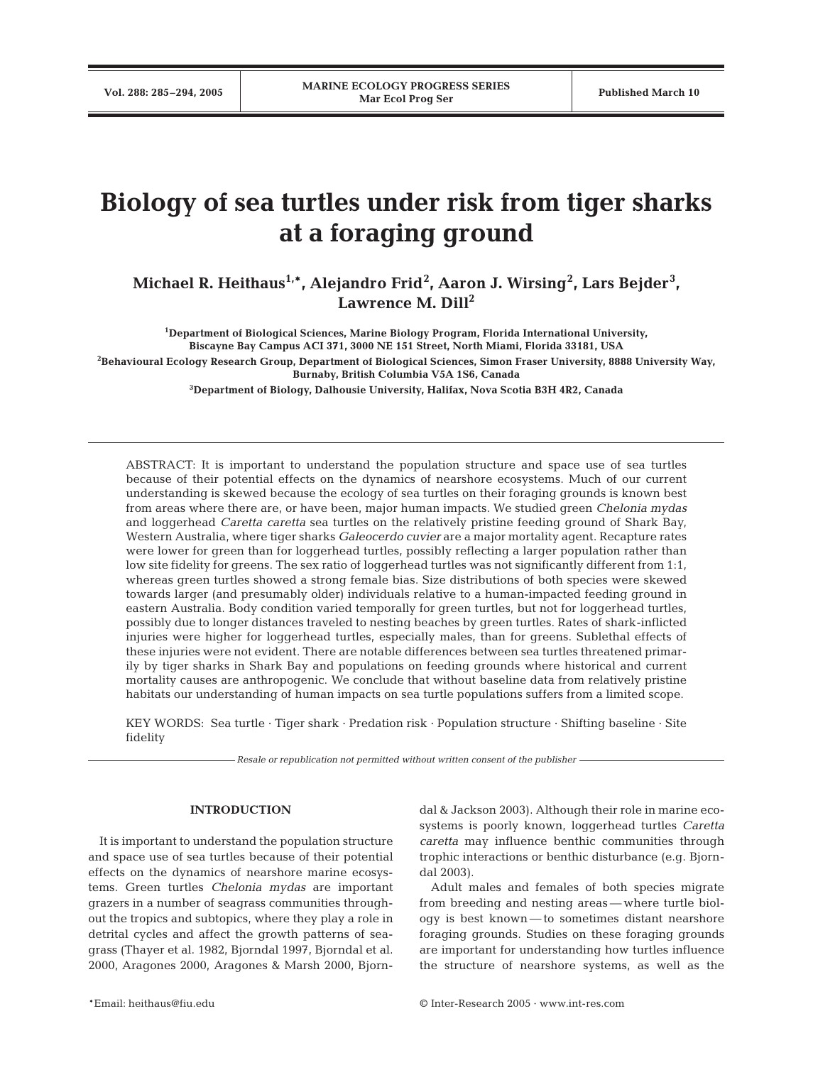# Biology of sea turtles under risk from tiger sharks at a foraging ground

**Michael R. Heithaus[1,*], Alejandro Frid[2], Aaron J. Wirsing[2], Lars Bejder[3], Lawrence M. Dill[2]**

[1]Department of Biological Sciences, Marine Biology Program, Florida International University, Biscayne Bay Campus ACI 371, 3000 NE 151 Street, North Miami, Florida 33181, USA

[2]Behavioural Ecology Research Group, Department of Biological Sciences, Simon Fraser University, 8888 University Way, Burnaby, British Columbia V5A 1S6, Canada

[3]Department of Biology, Dalhousie University, Halifax, Nova Scotia B3H 4R2, Canada

ABSTRACT: It is important to understand the population structure and space use of sea turtles because of their potential effects on the dynamics of nearshore ecosystems. Much of our current understanding is skewed because the ecology of sea turtles on their foraging grounds is known best from areas where there are, or have been, major human impacts. We studied green *Chelonia mydas* and loggerhead *Caretta caretta* sea turtles on the relatively pristine feeding ground of Shark Bay, Western Australia, where tiger sharks *Galeocerdo cuvier* are a major mortality agent. Recapture rates were lower for green than for loggerhead turtles, possibly reflecting a larger population rather than low site fidelity for greens. The sex ratio of loggerhead turtles was not significantly different from 1:1, whereas green turtles showed a strong female bias. Size distributions of both species were skewed towards larger (and presumably older) individuals relative to a human-impacted feeding ground in eastern Australia. Body condition varied temporally for green turtles, but not for loggerhead turtles, possibly due to longer distances traveled to nesting beaches by green turtles. Rates of shark-inflicted injuries were higher for loggerhead turtles, especially males, than for greens. Sublethal effects of these injuries were not evident. There are notable differences between sea turtles threatened primarily by tiger sharks in Shark Bay and populations on feeding grounds where historical and current mortality causes are anthropogenic. We conclude that without baseline data from relatively pristine habitats our understanding of human impacts on sea turtle populations suffers from a limited scope.

KEY WORDS: Sea turtle · Tiger shark · Predation risk · Population structure · Shifting baseline · Site fidelity

*Resale or republication not permitted without written consent of the publisher*

## INTRODUCTION

It is important to understand the population structure and space use of sea turtles because of their potential effects on the dynamics of nearshore marine ecosystems. Green turtles *Chelonia mydas* are important grazers in a number of seagrass communities throughout the tropics and subtopics, where they play a role in detrital cycles and affect the growth patterns of seagrass (Thayer et al. 1982, Bjorndal 1997, Bjorndal et al. 2000, Aragones 2000, Aragones & Marsh 2000, Bjorndal & Jackson 2003). Although their role in marine ecosystems is poorly known, loggerhead turtles *Caretta caretta* may influence benthic communities through trophic interactions or benthic disturbance (e.g. Bjorndal 2003).

Adult males and females of both species migrate from breeding and nesting areas — where turtle biology is best known — to sometimes distant nearshore foraging grounds. Studies on these foraging grounds are important for understanding how turtles influence the structure of nearshore systems, as well as the

*Email: heithaus@fiu.edu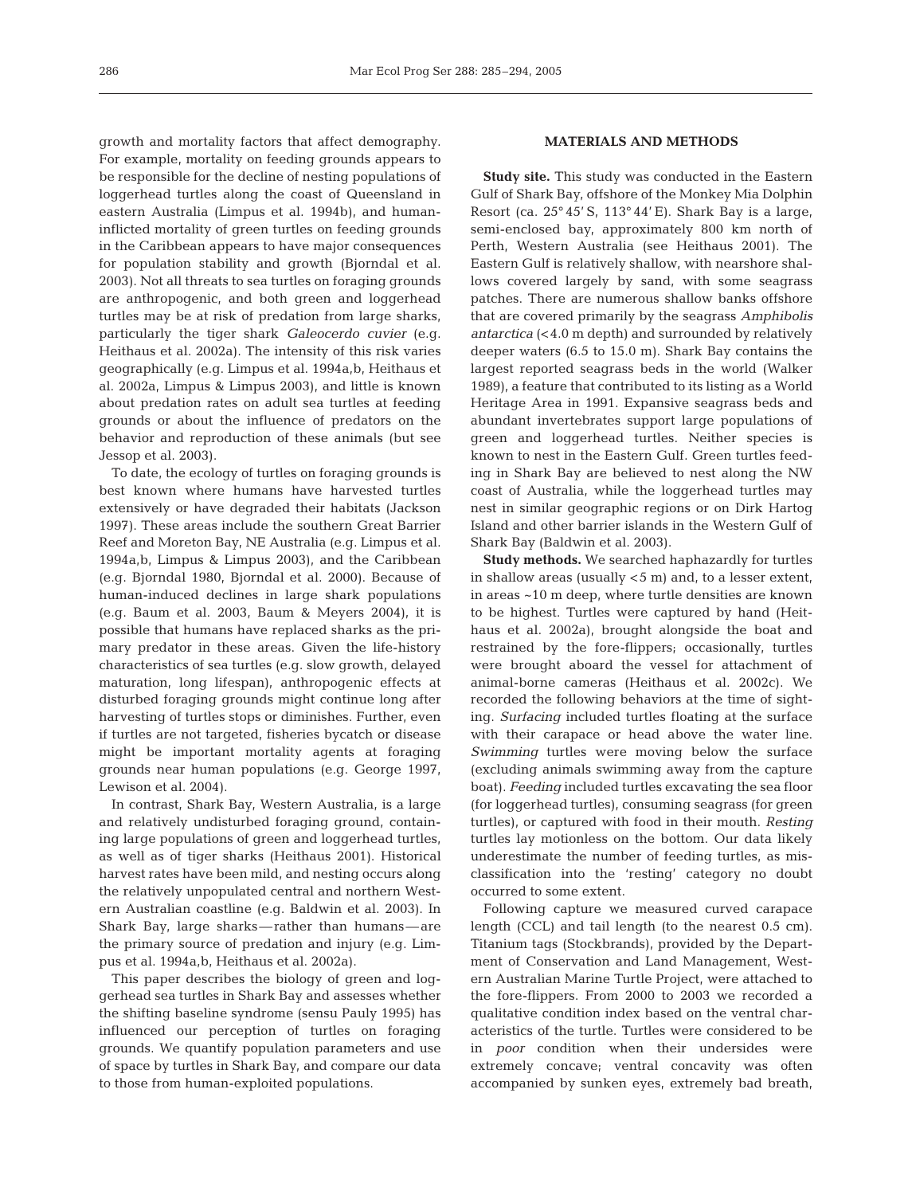growth and mortality factors that affect demography. For example, mortality on feeding grounds appears to be responsible for the decline of nesting populations of loggerhead turtles along the coast of Queensland in eastern Australia (Limpus et al. 1994b), and human-inflicted mortality of green turtles on feeding grounds in the Caribbean appears to have major consequences for population stability and growth (Bjorndal et al. 2003). Not all threats to sea turtles on foraging grounds are anthropogenic, and both green and loggerhead turtles may be at risk of predation from large sharks, particularly the tiger shark *Galeocerdo cuvier* (e.g. Heithaus et al. 2002a). The intensity of this risk varies geographically (e.g. Limpus et al. 1994a,b, Heithaus et al. 2002a, Limpus & Limpus 2003), and little is known about predation rates on adult sea turtles at feeding grounds or about the influence of predators on the behavior and reproduction of these animals (but see Jessop et al. 2003).

To date, the ecology of turtles on foraging grounds is best known where humans have harvested turtles extensively or have degraded their habitats (Jackson 1997). These areas include the southern Great Barrier Reef and Moreton Bay, NE Australia (e.g. Limpus et al. 1994a,b, Limpus & Limpus 2003), and the Caribbean (e.g. Bjorndal 1980, Bjorndal et al. 2000). Because of human-induced declines in large shark populations (e.g. Baum et al. 2003, Baum & Meyers 2004), it is possible that humans have replaced sharks as the primary predator in these areas. Given the life-history characteristics of sea turtles (e.g. slow growth, delayed maturation, long lifespan), anthropogenic effects at disturbed foraging grounds might continue long after harvesting of turtles stops or diminishes. Further, even if turtles are not targeted, fisheries bycatch or disease might be important mortality agents at foraging grounds near human populations (e.g. George 1997, Lewison et al. 2004).

In contrast, Shark Bay, Western Australia, is a large and relatively undisturbed foraging ground, containing large populations of green and loggerhead turtles, as well as of tiger sharks (Heithaus 2001). Historical harvest rates have been mild, and nesting occurs along the relatively unpopulated central and northern Western Australian coastline (e.g. Baldwin et al. 2003). In Shark Bay, large sharks—rather than humans—are the primary source of predation and injury (e.g. Limpus et al. 1994a,b, Heithaus et al. 2002a).

This paper describes the biology of green and loggerhead sea turtles in Shark Bay and assesses whether the shifting baseline syndrome (sensu Pauly 1995) has influenced our perception of turtles on foraging grounds. We quantify population parameters and use of space by turtles in Shark Bay, and compare our data to those from human-exploited populations.

## MATERIALS AND METHODS

**Study site.** This study was conducted in the Eastern Gulf of Shark Bay, offshore of the Monkey Mia Dolphin Resort (ca. 25° 45′ S, 113° 44′ E). Shark Bay is a large, semi-enclosed bay, approximately 800 km north of Perth, Western Australia (see Heithaus 2001). The Eastern Gulf is relatively shallow, with nearshore shallows covered largely by sand, with some seagrass patches. There are numerous shallow banks offshore that are covered primarily by the seagrass *Amphibolis antarctica* (<4.0 m depth) and surrounded by relatively deeper waters (6.5 to 15.0 m). Shark Bay contains the largest reported seagrass beds in the world (Walker 1989), a feature that contributed to its listing as a World Heritage Area in 1991. Expansive seagrass beds and abundant invertebrates support large populations of green and loggerhead turtles. Neither species is known to nest in the Eastern Gulf. Green turtles feeding in Shark Bay are believed to nest along the NW coast of Australia, while the loggerhead turtles may nest in similar geographic regions or on Dirk Hartog Island and other barrier islands in the Western Gulf of Shark Bay (Baldwin et al. 2003).

**Study methods.** We searched haphazardly for turtles in shallow areas (usually <5 m) and, to a lesser extent, in areas ~10 m deep, where turtle densities are known to be highest. Turtles were captured by hand (Heithaus et al. 2002a), brought alongside the boat and restrained by the fore-flippers; occasionally, turtles were brought aboard the vessel for attachment of animal-borne cameras (Heithaus et al. 2002c). We recorded the following behaviors at the time of sighting. *Surfacing* included turtles floating at the surface with their carapace or head above the water line. *Swimming* turtles were moving below the surface (excluding animals swimming away from the capture boat). *Feeding* included turtles excavating the sea floor (for loggerhead turtles), consuming seagrass (for green turtles), or captured with food in their mouth. *Resting* turtles lay motionless on the bottom. Our data likely underestimate the number of feeding turtles, as misclassification into the 'resting' category no doubt occurred to some extent.

Following capture we measured curved carapace length (CCL) and tail length (to the nearest 0.5 cm). Titanium tags (Stockbrands), provided by the Department of Conservation and Land Management, Western Australian Marine Turtle Project, were attached to the fore-flippers. From 2000 to 2003 we recorded a qualitative condition index based on the ventral characteristics of the turtle. Turtles were considered to be in *poor* condition when their undersides were extremely concave; ventral concavity was often accompanied by sunken eyes, extremely bad breath,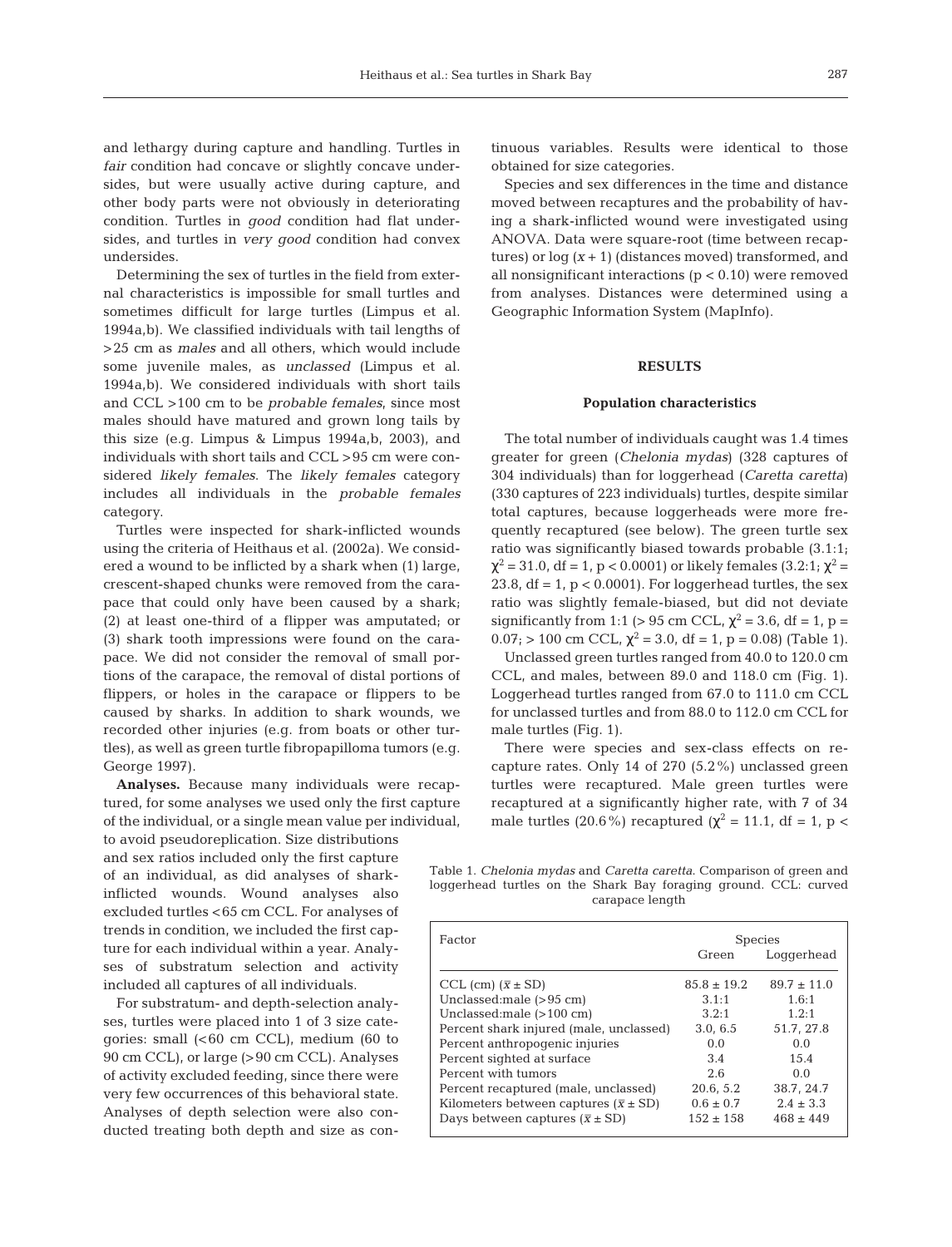and lethargy during capture and handling. Turtles in *fair* condition had concave or slightly concave undersides, but were usually active during capture, and other body parts were not obviously in deteriorating condition. Turtles in *good* condition had flat undersides, and turtles in *very good* condition had convex undersides.

Determining the sex of turtles in the field from external characteristics is impossible for small turtles and sometimes difficult for large turtles (Limpus et al. 1994a,b). We classified individuals with tail lengths of >25 cm as *males* and all others, which would include some juvenile males, as *unclassed* (Limpus et al. 1994a,b). We considered individuals with short tails and CCL >100 cm to be *probable females*, since most males should have matured and grown long tails by this size (e.g. Limpus & Limpus 1994a,b, 2003), and individuals with short tails and CCL >95 cm were considered *likely females*. The *likely females* category includes all individuals in the *probable females* category.

Turtles were inspected for shark-inflicted wounds using the criteria of Heithaus et al. (2002a). We considered a wound to be inflicted by a shark when (1) large, crescent-shaped chunks were removed from the carapace that could only have been caused by a shark; (2) at least one-third of a flipper was amputated; or (3) shark tooth impressions were found on the carapace. We did not consider the removal of small portions of the carapace, the removal of distal portions of flippers, or holes in the carapace or flippers to be caused by sharks. In addition to shark wounds, we recorded other injuries (e.g. from boats or other turtles), as well as green turtle fibropapilloma tumors (e.g. George 1997).

**Analyses.** Because many individuals were recaptured, for some analyses we used only the first capture of the individual, or a single mean value per individual, to avoid pseudoreplication. Size distributions and sex ratios included only the first capture of an individual, as did analyses of shark-inflicted wounds. Wound analyses also excluded turtles <65 cm CCL. For analyses of trends in condition, we included the first capture for each individual within a year. Analyses of substratum selection and activity included all captures of all individuals.

For substratum- and depth-selection analyses, turtles were placed into 1 of 3 size categories: small (<60 cm CCL), medium (60 to 90 cm CCL), or large (>90 cm CCL). Analyses of activity excluded feeding, since there were very few occurrences of this behavioral state. Analyses of depth selection were also conducted treating both depth and size as continuous variables. Results were identical to those obtained for size categories.

Species and sex differences in the time and distance moved between recaptures and the probability of having a shark-inflicted wound were investigated using ANOVA. Data were square-root (time between recaptures) or log $(x + 1)$ (distances moved) transformed, and all nonsignificant interactions ($p < 0.10$) were removed from analyses. Distances were determined using a Geographic Information System (MapInfo).

## RESULTS

### Population characteristics

The total number of individuals caught was 1.4 times greater for green (*Chelonia mydas*) (328 captures of 304 individuals) than for loggerhead (*Caretta caretta*) (330 captures of 223 individuals) turtles, despite similar total captures, because loggerheads were more frequently recaptured (see below). The green turtle sex ratio was significantly biased towards probable (3.1:1; $\chi^2 = 31.0$, df = 1, $p < 0.0001$) or likely females (3.2:1; $\chi^2 = 23.8$, df = 1, $p < 0.0001$). For loggerhead turtles, the sex ratio was slightly female-biased, but did not deviate significantly from 1:1 (> 95 cm CCL, $\chi^2 = 3.6$, df = 1, p = 0.07; > 100 cm CCL, $\chi^2 = 3.0$, df = 1, p = 0.08) (Table 1).

Unclassed green turtles ranged from 40.0 to 120.0 cm CCL, and males, between 89.0 and 118.0 cm (Fig. 1). Loggerhead turtles ranged from 67.0 to 111.0 cm CCL for unclassed turtles and from 88.0 to 112.0 cm CCL for male turtles (Fig. 1).

There were species and sex-class effects on recapture rates. Only 14 of 270 (5.2%) unclassed green turtles were recaptured. Male green turtles were recaptured at a significantly higher rate, with 7 of 34 male turtles (20.6%) recaptured ($\chi^2 = 11.1$, df = 1, p <

Table 1. *Chelonia mydas* and *Caretta caretta*. Comparison of green and loggerhead turtles on the Shark Bay foraging ground. CCL: curved carapace length

| Factor | Species | |
|---|---|---|
| | Green | Loggerhead |
| CCL (cm) ($\bar{x} \pm$ SD) | 85.8 ± 19.2 | 89.7 ± 11.0 |
| Unclassed:male (>95 cm) | 3.1:1 | 1.6:1 |
| Unclassed:male (>100 cm) | 3.2:1 | 1.2:1 |
| Percent shark injured (male, unclassed) | 3.0, 6.5 | 51.7, 27.8 |
| Percent anthropogenic injuries | 0.0 | 0.0 |
| Percent sighted at surface | 3.4 | 15.4 |
| Percent with tumors | 2.6 | 0.0 |
| Percent recaptured (male, unclassed) | 20.6, 5.2 | 38.7, 24.7 |
| Kilometers between captures ($\bar{x} \pm$ SD) | 0.6 ± 0.7 | 2.4 ± 3.3 |
| Days between captures ($\bar{x} \pm$ SD) | 152 ± 158 | 468 ± 449 |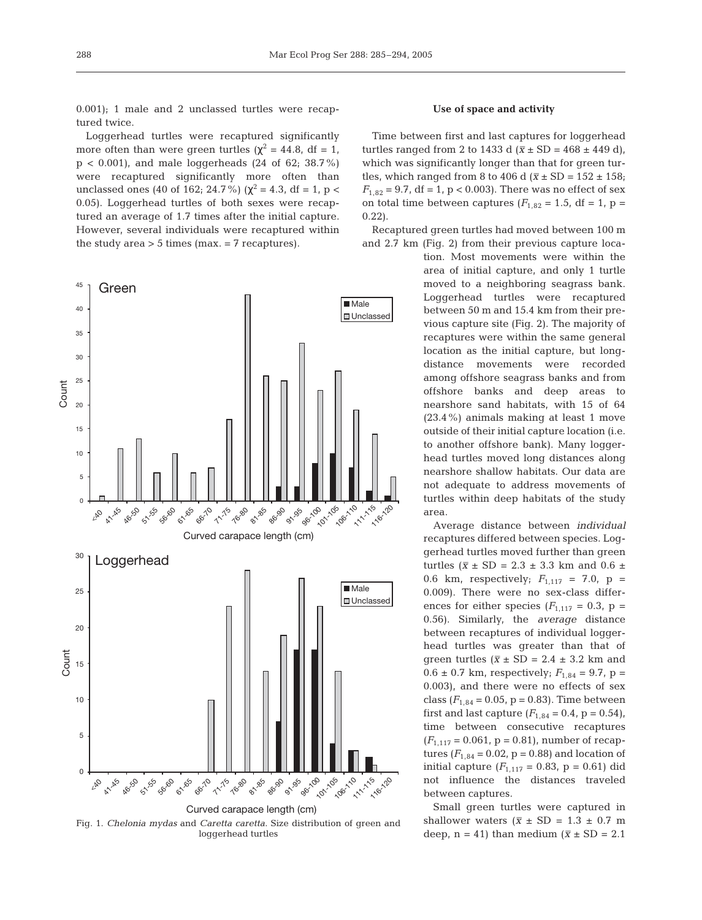0.001); 1 male and 2 unclassed turtles were recaptured twice.

Loggerhead turtles were recaptured significantly more often than were green turtles ($\chi^2 = 44.8$, df = 1, $p < 0.001$), and male loggerheads (24 of 62; 38.7%) were recaptured significantly more often than unclassed ones (40 of 162; 24.7%) ($\chi^2 = 4.3$, df = 1, $p < 0.05$). Loggerhead turtles of both sexes were recaptured an average of 1.7 times after the initial capture. However, several individuals were recaptured within the study area > 5 times (max. = 7 recaptures).

Fig. 1. *Chelonia mydas* and *Caretta caretta*. Size distribution of green and loggerhead turtles

### Use of space and activity

Time between first and last captures for loggerhead turtles ranged from 2 to 1433 d ($\bar{x} \pm SD = 468 \pm 449$ d), which was significantly longer than that for green turtles, which ranged from 8 to 406 d ($\bar{x} \pm SD = 152 \pm 158$; $F_{1,82} = 9.7$, df = 1, $p < 0.003$). There was no effect of sex on total time between captures ($F_{1,82} = 1.5$, df = 1, $p = 0.22$).

Recaptured green turtles had moved between 100 m and 2.7 km (Fig. 2) from their previous capture location. Most movements were within the area of initial capture, and only 1 turtle moved to a neighboring seagrass bank. Loggerhead turtles were recaptured between 50 m and 15.4 km from their previous capture site (Fig. 2). The majority of recaptures were within the same general location as the initial capture, but long-distance movements were recorded among offshore seagrass banks and from offshore banks and deep areas to nearshore sand habitats, with 15 of 64 (23.4%) animals making at least 1 move outside of their initial capture location (i.e. to another offshore bank). Many loggerhead turtles moved long distances along nearshore shallow habitats. Our data are not adequate to address movements of turtles within deep habitats of the study area.

Average distance between *individual* recaptures differed between species. Loggerhead turtles moved further than green turtles ($\bar{x} \pm SD = 2.3 \pm 3.3$ km and $0.6 \pm 0.6$ km, respectively; $F_{1,117} = 7.0$, $p = 0.009$). There were no sex-class differences for either species ($F_{1,117} = 0.3$, $p = 0.56$). Similarly, the *average* distance between recaptures of individual loggerhead turtles was greater than that of green turtles ($\bar{x} \pm SD = 2.4 \pm 3.2$ km and $0.6 \pm 0.7$ km, respectively; $F_{1,84} = 9.7$, $p = 0.003$), and there were no effects of sex class ($F_{1,84} = 0.05$, $p = 0.83$). Time between first and last capture ($F_{1,84} = 0.4$, $p = 0.54$), time between consecutive recaptures ($F_{1,117} = 0.061$, $p = 0.81$), number of recaptures ($F_{1,84} = 0.02$, $p = 0.88$) and location of initial capture ($F_{1,117} = 0.83$, $p = 0.61$) did not influence the distances traveled between captures.

Small green turtles were captured in shallower waters ($\bar{x} \pm SD = 1.3 \pm 0.7$ m deep, n = 41) than medium ($\bar{x} \pm SD = 2.1$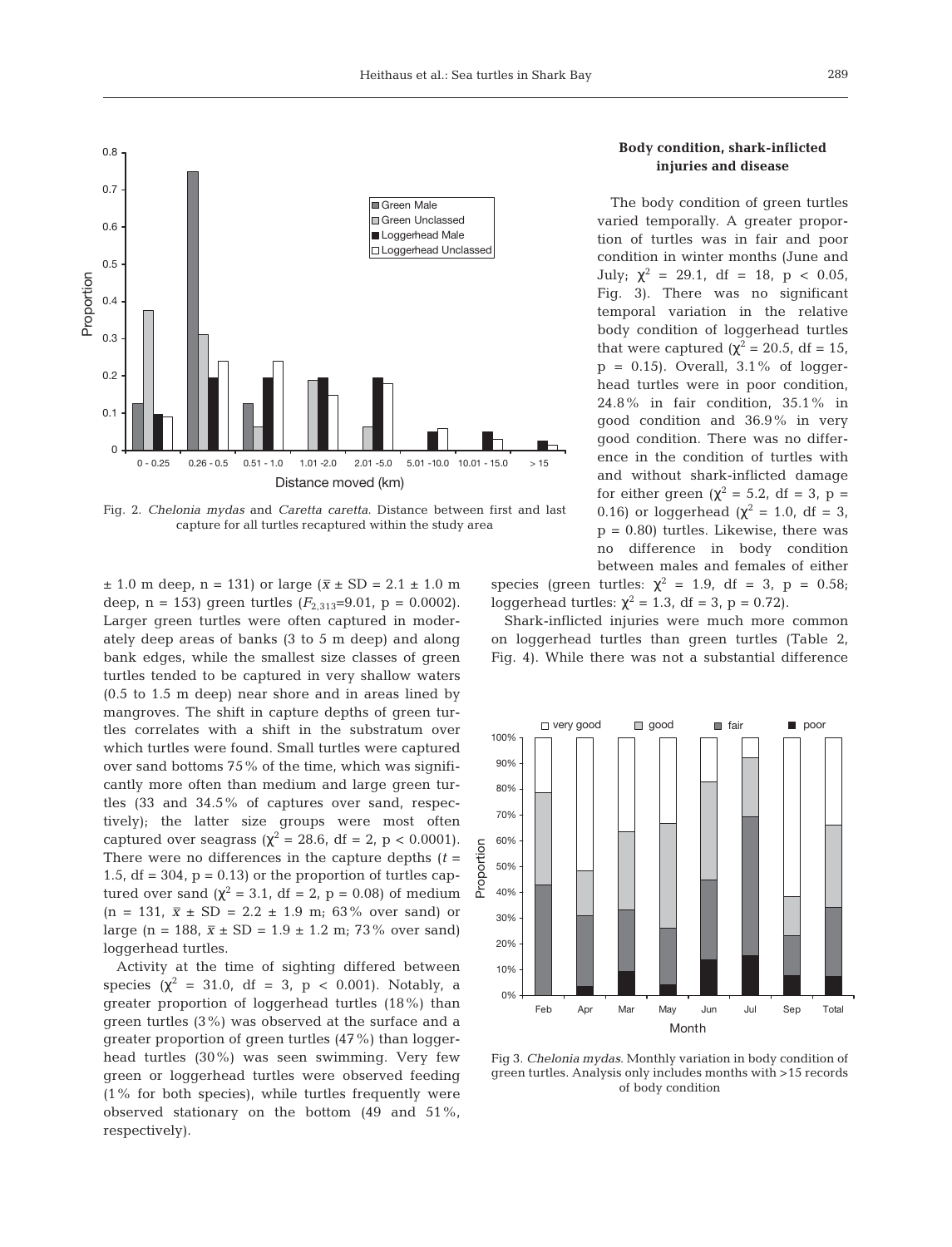Fig. 2. *Chelonia mydas* and *Caretta caretta*. Distance between first and last capture for all turtles recaptured within the study area

± 1.0 m deep, n = 131) or large ($\bar{x}$ ± SD = 2.1 ± 1.0 m deep, n = 153) green turtles ($F_{2,313}$=9.01, p = 0.0002). Larger green turtles were often captured in moderately deep areas of banks (3 to 5 m deep) and along bank edges, while the smallest size classes of green turtles tended to be captured in very shallow waters (0.5 to 1.5 m deep) near shore and in areas lined by mangroves. The shift in capture depths of green turtles correlates with a shift in the substratum over which turtles were found. Small turtles were captured over sand bottoms 75% of the time, which was significantly more often than medium and large green turtles (33 and 34.5% of captures over sand, respectively); the latter size groups were most often captured over seagrass ($\chi^2$ = 28.6, df = 2, p < 0.0001). There were no differences in the capture depths (*t* = 1.5, df = 304, p = 0.13) or the proportion of turtles captured over sand ($\chi^2$ = 3.1, df = 2, p = 0.08) of medium (n = 131, $\bar{x}$ ± SD = 2.2 ± 1.9 m; 63% over sand) or large (n = 188, $\bar{x}$ ± SD = 1.9 ± 1.2 m; 73% over sand) loggerhead turtles.

Activity at the time of sighting differed between species ($\chi^2$ = 31.0, df = 3, p < 0.001). Notably, a greater proportion of loggerhead turtles (18%) than green turtles (3%) was observed at the surface and a greater proportion of green turtles (47%) than loggerhead turtles (30%) was seen swimming. Very few green or loggerhead turtles were observed feeding (1% for both species), while turtles frequently were observed stationary on the bottom (49 and 51%, respectively).

### Body condition, shark-inflicted injuries and disease

The body condition of green turtles varied temporally. A greater proportion of turtles was in fair and poor condition in winter months (June and July; $\chi^2$ = 29.1, df = 18, p < 0.05, Fig. 3). There was no significant temporal variation in the relative body condition of loggerhead turtles that were captured ($\chi^2$ = 20.5, df = 15, p = 0.15). Overall, 3.1% of loggerhead turtles were in poor condition, 24.8% in fair condition, 35.1% in good condition and 36.9% in very good condition. There was no difference in the condition of turtles with and without shark-inflicted damage for either green ($\chi^2$ = 5.2, df = 3, p = 0.16) or loggerhead ($\chi^2$ = 1.0, df = 3, p = 0.80) turtles. Likewise, there was no difference in body condition between males and females of either species (green turtles: $\chi^2$ = 1.9, df = 3, p = 0.58; loggerhead turtles: $\chi^2$ = 1.3, df = 3, p = 0.72).

Shark-inflicted injuries were much more common on loggerhead turtles than green turtles (Table 2, Fig. 4). While there was not a substantial difference

Fig 3. *Chelonia mydas*. Monthly variation in body condition of green turtles. Analysis only includes months with >15 records of body condition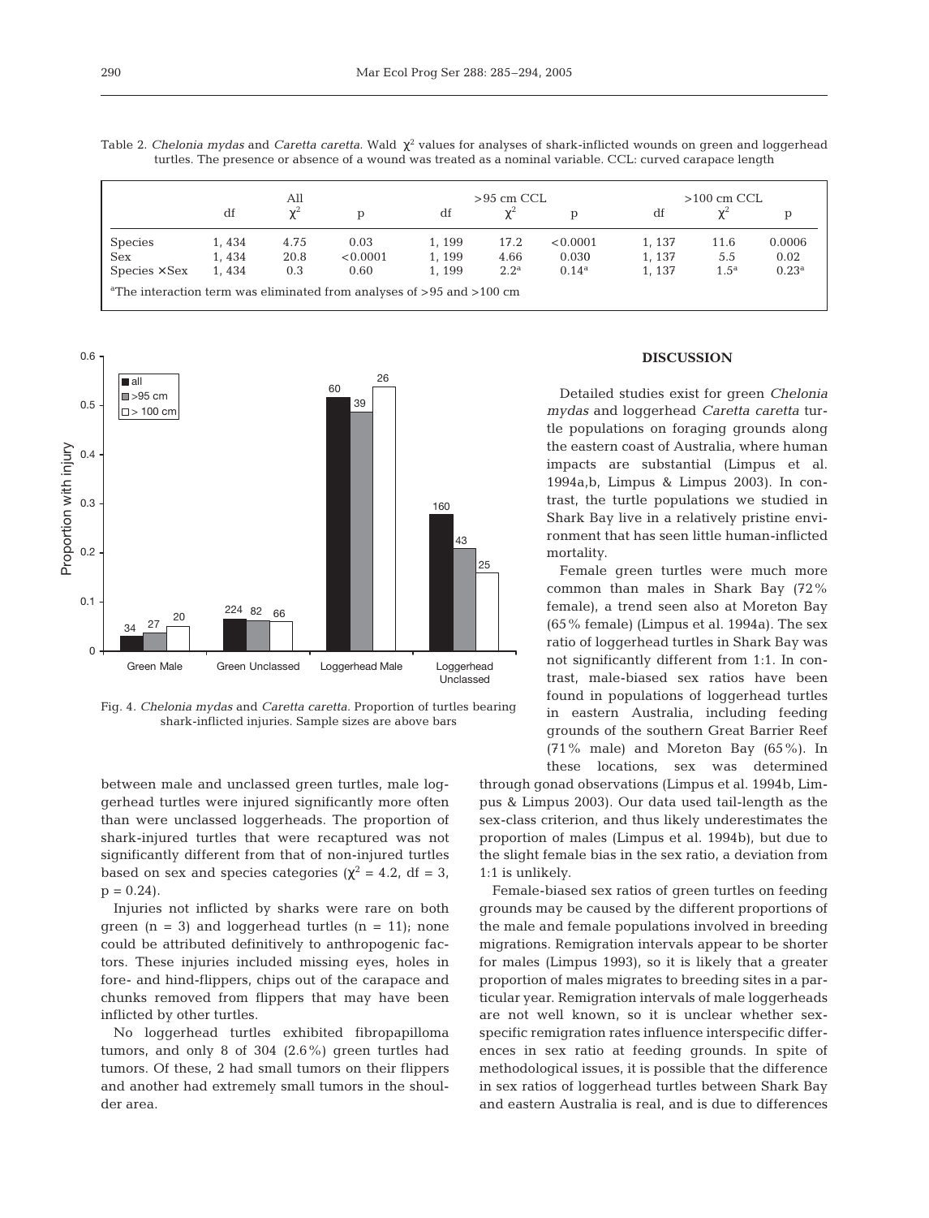Table 2. *Chelonia mydas* and *Caretta caretta*. Wald $\chi^2$ values for analyses of shark-inflicted wounds on green and loggerhead turtles. The presence or absence of a wound was treated as a nominal variable. CCL: curved carapace length

| | All | | | >95 cm CCL | | | >100 cm CCL | | |
|---|---|---|---|---|---|---|---|---|---|
| | df | $\chi^2$ | p | df | $\chi^2$ | p | df | $\chi^2$ | p |
| Species | 1, 434 | 4.75 | 0.03 | 1, 199 | 17.2 | <0.0001 | 1, 137 | 11.6 | 0.0006 |
| Sex | 1, 434 | 20.8 | <0.0001 | 1, 199 | 4.66 | 0.030 | 1, 137 | 5.5 | 0.02 |
| Species × Sex | 1, 434 | 0.3 | 0.60 | 1, 199 | 2.2[a] | 0.14[a] | 1, 137 | 1.5[a] | 0.23[a] |

[a]The interaction term was eliminated from analyses of >95 and >100 cm

Fig. 4. *Chelonia mydas* and *Caretta caretta*. Proportion of turtles bearing shark-inflicted injuries. Sample sizes are above bars

between male and unclassed green turtles, male loggerhead turtles were injured significantly more often than were unclassed loggerheads. The proportion of shark-injured turtles that were recaptured was not significantly different from that of non-injured turtles based on sex and species categories ($\chi^2 = 4.2$, df = 3, p = 0.24).

Injuries not inflicted by sharks were rare on both green (n = 3) and loggerhead turtles (n = 11); none could be attributed definitively to anthropogenic factors. These injuries included missing eyes, holes in fore- and hind-flippers, chips out of the carapace and chunks removed from flippers that may have been inflicted by other turtles.

No loggerhead turtles exhibited fibropapilloma tumors, and only 8 of 304 (2.6%) green turtles had tumors. Of these, 2 had small tumors on their flippers and another had extremely small tumors in the shoulder area.

## DISCUSSION

Detailed studies exist for green *Chelonia mydas* and loggerhead *Caretta caretta* turtle populations on foraging grounds along the eastern coast of Australia, where human impacts are substantial (Limpus et al. 1994a,b, Limpus & Limpus 2003). In contrast, the turtle populations we studied in Shark Bay live in a relatively pristine environment that has seen little human-inflicted mortality.

Female green turtles were much more common than males in Shark Bay (72% female), a trend seen also at Moreton Bay (65% female) (Limpus et al. 1994a). The sex ratio of loggerhead turtles in Shark Bay was not significantly different from 1:1. In contrast, male-biased sex ratios have been found in populations of loggerhead turtles in eastern Australia, including feeding grounds of the southern Great Barrier Reef (71% male) and Moreton Bay (65%). In these locations, sex was determined through gonad observations (Limpus et al. 1994b, Limpus & Limpus 2003). Our data used tail-length as the sex-class criterion, and thus likely underestimates the proportion of males (Limpus et al. 1994b), but due to the slight female bias in the sex ratio, a deviation from 1:1 is unlikely.

Female-biased sex ratios of green turtles on feeding grounds may be caused by the different proportions of the male and female populations involved in breeding migrations. Remigration intervals appear to be shorter for males (Limpus 1993), so it is likely that a greater proportion of males migrates to breeding sites in a particular year. Remigration intervals of male loggerheads are not well known, so it is unclear whether sex-specific remigration rates influence interspecific differences in sex ratio at feeding grounds. In spite of methodological issues, it is possible that the difference in sex ratios of loggerhead turtles between Shark Bay and eastern Australia is real, and is due to differences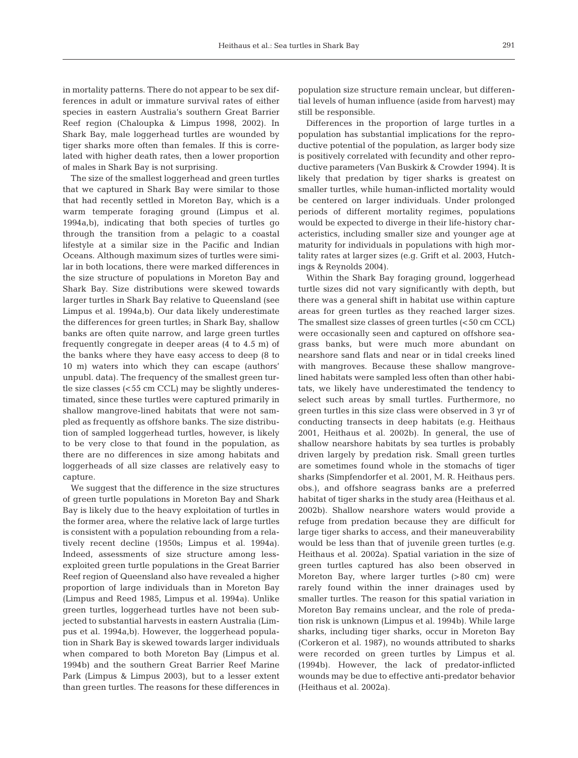in mortality patterns. There do not appear to be sex differences in adult or immature survival rates of either species in eastern Australia's southern Great Barrier Reef region (Chaloupka & Limpus 1998, 2002). In Shark Bay, male loggerhead turtles are wounded by tiger sharks more often than females. If this is correlated with higher death rates, then a lower proportion of males in Shark Bay is not surprising.

The size of the smallest loggerhead and green turtles that we captured in Shark Bay were similar to those that had recently settled in Moreton Bay, which is a warm temperate foraging ground (Limpus et al. 1994a,b), indicating that both species of turtles go through the transition from a pelagic to a coastal lifestyle at a similar size in the Pacific and Indian Oceans. Although maximum sizes of turtles were similar in both locations, there were marked differences in the size structure of populations in Moreton Bay and Shark Bay. Size distributions were skewed towards larger turtles in Shark Bay relative to Queensland (see Limpus et al. 1994a,b). Our data likely underestimate the differences for green turtles; in Shark Bay, shallow banks are often quite narrow, and large green turtles frequently congregate in deeper areas (4 to 4.5 m) of the banks where they have easy access to deep (8 to 10 m) waters into which they can escape (authors' unpubl. data). The frequency of the smallest green turtle size classes (<55 cm CCL) may be slightly underestimated, since these turtles were captured primarily in shallow mangrove-lined habitats that were not sampled as frequently as offshore banks. The size distribution of sampled loggerhead turtles, however, is likely to be very close to that found in the population, as there are no differences in size among habitats and loggerheads of all size classes are relatively easy to capture.

We suggest that the difference in the size structures of green turtle populations in Moreton Bay and Shark Bay is likely due to the heavy exploitation of turtles in the former area, where the relative lack of large turtles is consistent with a population rebounding from a relatively recent decline (1950s; Limpus et al. 1994a). Indeed, assessments of size structure among less-exploited green turtle populations in the Great Barrier Reef region of Queensland also have revealed a higher proportion of large individuals than in Moreton Bay (Limpus and Reed 1985, Limpus et al. 1994a). Unlike green turtles, loggerhead turtles have not been subjected to substantial harvests in eastern Australia (Limpus et al. 1994a,b). However, the loggerhead population in Shark Bay is skewed towards larger individuals when compared to both Moreton Bay (Limpus et al. 1994b) and the southern Great Barrier Reef Marine Park (Limpus & Limpus 2003), but to a lesser extent than green turtles. The reasons for these differences in population size structure remain unclear, but differential levels of human influence (aside from harvest) may still be responsible.

Differences in the proportion of large turtles in a population has substantial implications for the reproductive potential of the population, as larger body size is positively correlated with fecundity and other reproductive parameters (Van Buskirk & Crowder 1994). It is likely that predation by tiger sharks is greatest on smaller turtles, while human-inflicted mortality would be centered on larger individuals. Under prolonged periods of different mortality regimes, populations would be expected to diverge in their life-history characteristics, including smaller size and younger age at maturity for individuals in populations with high mortality rates at larger sizes (e.g. Grift et al. 2003, Hutchings & Reynolds 2004).

Within the Shark Bay foraging ground, loggerhead turtle sizes did not vary significantly with depth, but there was a general shift in habitat use within capture areas for green turtles as they reached larger sizes. The smallest size classes of green turtles (<50 cm CCL) were occasionally seen and captured on offshore seagrass banks, but were much more abundant on nearshore sand flats and near or in tidal creeks lined with mangroves. Because these shallow mangrove-lined habitats were sampled less often than other habitats, we likely have underestimated the tendency to select such areas by small turtles. Furthermore, no green turtles in this size class were observed in 3 yr of conducting transects in deep habitats (e.g. Heithaus 2001, Heithaus et al. 2002b). In general, the use of shallow nearshore habitats by sea turtles is probably driven largely by predation risk. Small green turtles are sometimes found whole in the stomachs of tiger sharks (Simpfendorfer et al. 2001, M. R. Heithaus pers. obs.), and offshore seagrass banks are a preferred habitat of tiger sharks in the study area (Heithaus et al. 2002b). Shallow nearshore waters would provide a refuge from predation because they are difficult for large tiger sharks to access, and their maneuverability would be less than that of juvenile green turtles (e.g. Heithaus et al. 2002a). Spatial variation in the size of green turtles captured has also been observed in Moreton Bay, where larger turtles (>80 cm) were rarely found within the inner drainages used by smaller turtles. The reason for this spatial variation in Moreton Bay remains unclear, and the role of predation risk is unknown (Limpus et al. 1994b). While large sharks, including tiger sharks, occur in Moreton Bay (Corkeron et al. 1987), no wounds attributed to sharks were recorded on green turtles by Limpus et al. (1994b). However, the lack of predator-inflicted wounds may be due to effective anti-predator behavior (Heithaus et al. 2002a).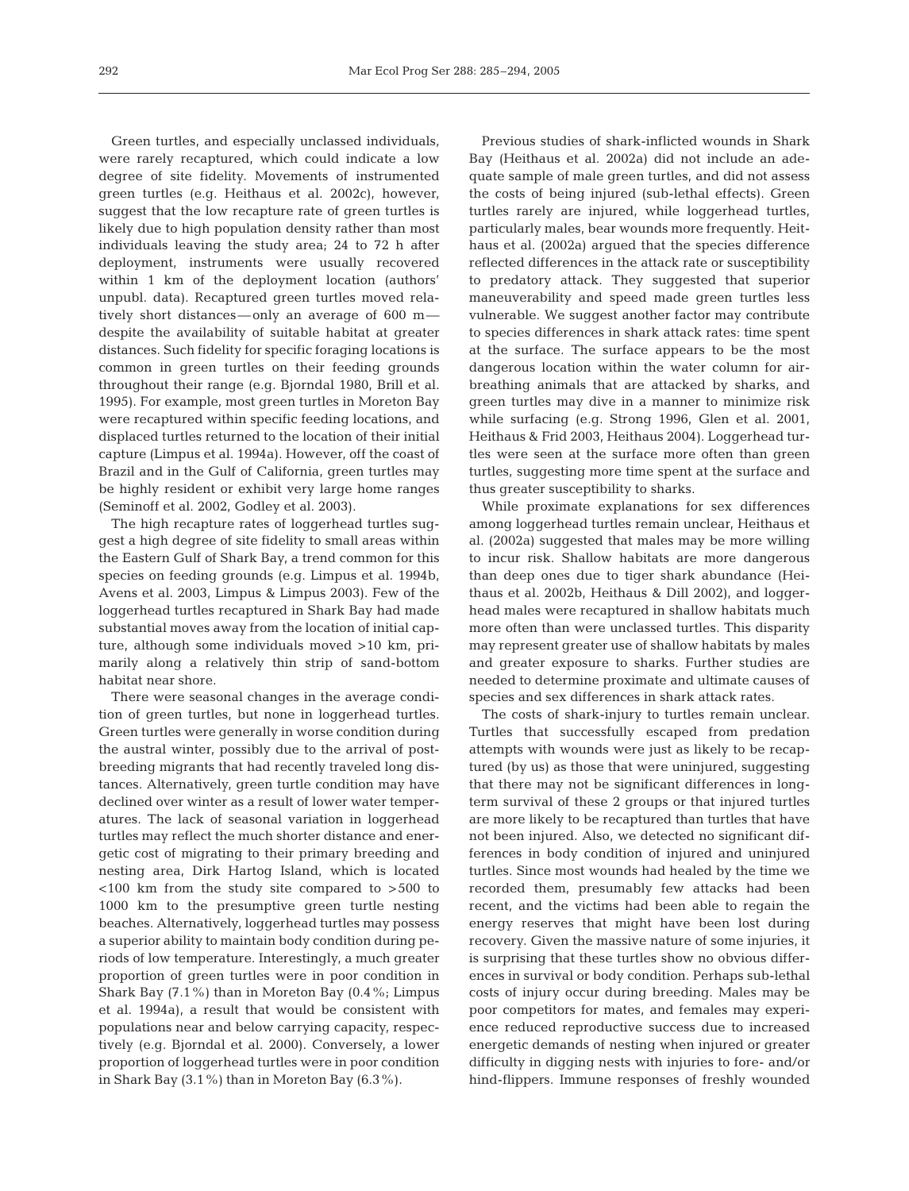Green turtles, and especially unclassed individuals, were rarely recaptured, which could indicate a low degree of site fidelity. Movements of instrumented green turtles (e.g. Heithaus et al. 2002c), however, suggest that the low recapture rate of green turtles is likely due to high population density rather than most individuals leaving the study area; 24 to 72 h after deployment, instruments were usually recovered within 1 km of the deployment location (authors' unpubl. data). Recaptured green turtles moved relatively short distances—only an average of 600 m—despite the availability of suitable habitat at greater distances. Such fidelity for specific foraging locations is common in green turtles on their feeding grounds throughout their range (e.g. Bjorndal 1980, Brill et al. 1995). For example, most green turtles in Moreton Bay were recaptured within specific feeding locations, and displaced turtles returned to the location of their initial capture (Limpus et al. 1994a). However, off the coast of Brazil and in the Gulf of California, green turtles may be highly resident or exhibit very large home ranges (Seminoff et al. 2002, Godley et al. 2003).

The high recapture rates of loggerhead turtles suggest a high degree of site fidelity to small areas within the Eastern Gulf of Shark Bay, a trend common for this species on feeding grounds (e.g. Limpus et al. 1994b, Avens et al. 2003, Limpus & Limpus 2003). Few of the loggerhead turtles recaptured in Shark Bay had made substantial moves away from the location of initial capture, although some individuals moved >10 km, primarily along a relatively thin strip of sand-bottom habitat near shore.

There were seasonal changes in the average condition of green turtles, but none in loggerhead turtles. Green turtles were generally in worse condition during the austral winter, possibly due to the arrival of post-breeding migrants that had recently traveled long distances. Alternatively, green turtle condition may have declined over winter as a result of lower water temperatures. The lack of seasonal variation in loggerhead turtles may reflect the much shorter distance and energetic cost of migrating to their primary breeding and nesting area, Dirk Hartog Island, which is located <100 km from the study site compared to >500 to 1000 km to the presumptive green turtle nesting beaches. Alternatively, loggerhead turtles may possess a superior ability to maintain body condition during periods of low temperature. Interestingly, a much greater proportion of green turtles were in poor condition in Shark Bay (7.1%) than in Moreton Bay (0.4%; Limpus et al. 1994a), a result that would be consistent with populations near and below carrying capacity, respectively (e.g. Bjorndal et al. 2000). Conversely, a lower proportion of loggerhead turtles were in poor condition in Shark Bay (3.1%) than in Moreton Bay (6.3%).

Previous studies of shark-inflicted wounds in Shark Bay (Heithaus et al. 2002a) did not include an adequate sample of male green turtles, and did not assess the costs of being injured (sub-lethal effects). Green turtles rarely are injured, while loggerhead turtles, particularly males, bear wounds more frequently. Heithaus et al. (2002a) argued that the species difference reflected differences in the attack rate or susceptibility to predatory attack. They suggested that superior maneuverability and speed made green turtles less vulnerable. We suggest another factor may contribute to species differences in shark attack rates: time spent at the surface. The surface appears to be the most dangerous location within the water column for air-breathing animals that are attacked by sharks, and green turtles may dive in a manner to minimize risk while surfacing (e.g. Strong 1996, Glen et al. 2001, Heithaus & Frid 2003, Heithaus 2004). Loggerhead turtles were seen at the surface more often than green turtles, suggesting more time spent at the surface and thus greater susceptibility to sharks.

While proximate explanations for sex differences among loggerhead turtles remain unclear, Heithaus et al. (2002a) suggested that males may be more willing to incur risk. Shallow habitats are more dangerous than deep ones due to tiger shark abundance (Heithaus et al. 2002b, Heithaus & Dill 2002), and loggerhead males were recaptured in shallow habitats much more often than were unclassed turtles. This disparity may represent greater use of shallow habitats by males and greater exposure to sharks. Further studies are needed to determine proximate and ultimate causes of species and sex differences in shark attack rates.

The costs of shark-injury to turtles remain unclear. Turtles that successfully escaped from predation attempts with wounds were just as likely to be recaptured (by us) as those that were uninjured, suggesting that there may not be significant differences in long-term survival of these 2 groups or that injured turtles are more likely to be recaptured than turtles that have not been injured. Also, we detected no significant differences in body condition of injured and uninjured turtles. Since most wounds had healed by the time we recorded them, presumably few attacks had been recent, and the victims had been able to regain the energy reserves that might have been lost during recovery. Given the massive nature of some injuries, it is surprising that these turtles show no obvious differences in survival or body condition. Perhaps sub-lethal costs of injury occur during breeding. Males may be poor competitors for mates, and females may experience reduced reproductive success due to increased energetic demands of nesting when injured or greater difficulty in digging nests with injuries to fore- and/or hind-flippers. Immune responses of freshly wounded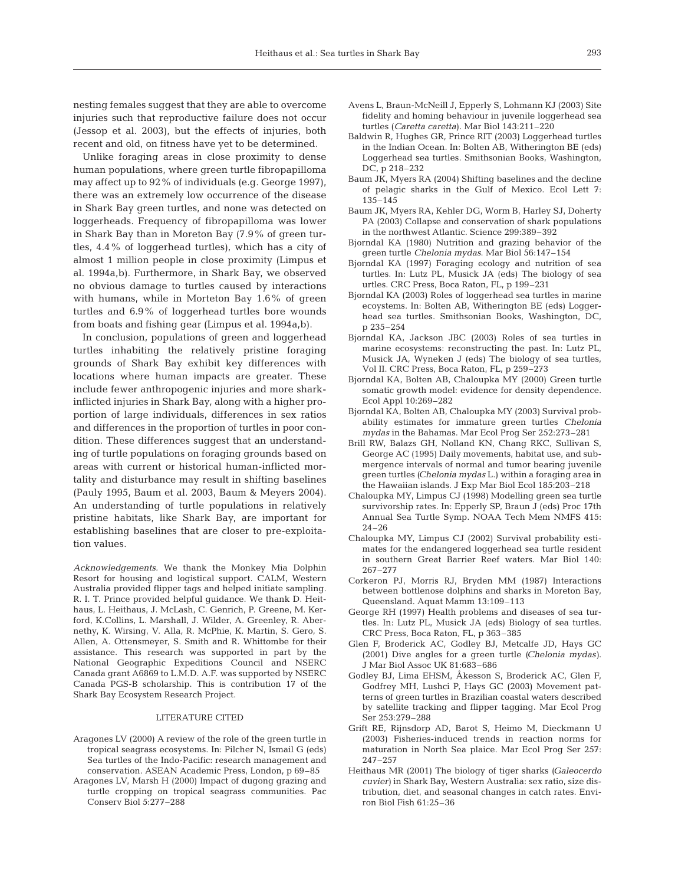nesting females suggest that they are able to overcome injuries such that reproductive failure does not occur (Jessop et al. 2003), but the effects of injuries, both recent and old, on fitness have yet to be determined.

Unlike foraging areas in close proximity to dense human populations, where green turtle fibropapilloma may affect up to 92% of individuals (e.g. George 1997), there was an extremely low occurrence of the disease in Shark Bay green turtles, and none was detected on loggerheads. Frequency of fibropapilloma was lower in Shark Bay than in Moreton Bay (7.9% of green turtles, 4.4% of loggerhead turtles), which has a city of almost 1 million people in close proximity (Limpus et al. 1994a,b). Furthermore, in Shark Bay, we observed no obvious damage to turtles caused by interactions with humans, while in Morteton Bay 1.6% of green turtles and 6.9% of loggerhead turtles bore wounds from boats and fishing gear (Limpus et al. 1994a,b).

In conclusion, populations of green and loggerhead turtles inhabiting the relatively pristine foraging grounds of Shark Bay exhibit key differences with locations where human impacts are greater. These include fewer anthropogenic injuries and more shark-inflicted injuries in Shark Bay, along with a higher proportion of large individuals, differences in sex ratios and differences in the proportion of turtles in poor condition. These differences suggest that an understanding of turtle populations on foraging grounds based on areas with current or historical human-inflicted mortality and disturbance may result in shifting baselines (Pauly 1995, Baum et al. 2003, Baum & Meyers 2004). An understanding of turtle populations in relatively pristine habitats, like Shark Bay, are important for establishing baselines that are closer to pre-exploitation values.

*Acknowledgements.* We thank the Monkey Mia Dolphin Resort for housing and logistical support. CALM, Western Australia provided flipper tags and helped initiate sampling. R. I. T. Prince provided helpful guidance. We thank D. Heithaus, L. Heithaus, J. McLash, C. Genrich, P. Greene, M. Kerford, K.Collins, L. Marshall, J. Wilder, A. Greenley, R. Abernethy, K. Wirsing, V. Alla, R. McPhie, K. Martin, S. Gero, S. Allen, A. Ottensmeyer, S. Smith and R. Whittombe for their assistance. This research was supported in part by the National Geographic Expeditions Council and NSERC Canada grant A6869 to L.M.D. A.F. was supported by NSERC Canada PGS-B scholarship. This is contribution 17 of the Shark Bay Ecosystem Research Project.

## LITERATURE CITED

Aragones LV (2000) A review of the role of the green turtle in tropical seagrass ecosystems. In: Pilcher N, Ismail G (eds) Sea turtles of the Indo-Pacific: research management and conservation. ASEAN Academic Press, London, p 69–85

Aragones LV, Marsh H (2000) Impact of dugong grazing and turtle cropping on tropical seagrass communities. Pac Conserv Biol 5:277–288

Avens L, Braun-McNeill J, Epperly S, Lohmann KJ (2003) Site fidelity and homing behaviour in juvenile loggerhead sea turtles (*Caretta caretta*). Mar Biol 143:211–220

Baldwin R, Hughes GR, Prince RIT (2003) Loggerhead turtles in the Indian Ocean. In: Bolten AB, Witherington BE (eds) Loggerhead sea turtles. Smithsonian Books, Washington, DC, p 218–232

Baum JK, Myers RA (2004) Shifting baselines and the decline of pelagic sharks in the Gulf of Mexico. Ecol Lett 7: 135–145

Baum JK, Myers RA, Kehler DG, Worm B, Harley SJ, Doherty PA (2003) Collapse and conservation of shark populations in the northwest Atlantic. Science 299:389–392

Bjorndal KA (1980) Nutrition and grazing behavior of the green turtle *Chelonia mydas*. Mar Biol 56:147–154

Bjorndal KA (1997) Foraging ecology and nutrition of sea turtles. In: Lutz PL, Musick JA (eds) The biology of sea urtles. CRC Press, Boca Raton, FL, p 199–231

Bjorndal KA (2003) Roles of loggerhead sea turtles in marine ecoystems. In: Bolten AB, Witherington BE (eds) Loggerhead sea turtles. Smithsonian Books, Washington, DC, p 235–254

Bjorndal KA, Jackson JBC (2003) Roles of sea turtles in marine ecosystems: reconstructing the past. In: Lutz PL, Musick JA, Wyneken J (eds) The biology of sea turtles, Vol II. CRC Press, Boca Raton, FL, p 259–273

Bjorndal KA, Bolten AB, Chaloupka MY (2000) Green turtle somatic growth model: evidence for density dependence. Ecol Appl 10:269–282

Bjorndal KA, Bolten AB, Chaloupka MY (2003) Survival probability estimates for immature green turtles *Chelonia mydas* in the Bahamas. Mar Ecol Prog Ser 252:273–281

Brill RW, Balazs GH, Nolland KN, Chang RKC, Sullivan S, George AC (1995) Daily movements, habitat use, and submergence intervals of normal and tumor bearing juvenile green turtles (*Chelonia mydas* L.) within a foraging area in the Hawaiian islands. J Exp Mar Biol Ecol 185:203–218

Chaloupka MY, Limpus CJ (1998) Modelling green sea turtle survivorship rates. In: Epperly SP, Braun J (eds) Proc 17th Annual Sea Turtle Symp. NOAA Tech Mem NMFS 415: 24–26

Chaloupka MY, Limpus CJ (2002) Survival probability estimates for the endangered loggerhead sea turtle resident in southern Great Barrier Reef waters. Mar Biol 140: 267–277

Corkeron PJ, Morris RJ, Bryden MM (1987) Interactions between bottlenose dolphins and sharks in Moreton Bay, Queensland. Aquat Mamm 13:109–113

George RH (1997) Health problems and diseases of sea turtles. In: Lutz PL, Musick JA (eds) Biology of sea turtles. CRC Press, Boca Raton, FL, p 363–385

Glen F, Broderick AC, Godley BJ, Metcalfe JD, Hays GC (2001) Dive angles for a green turtle (*Chelonia mydas*). J Mar Biol Assoc UK 81:683–686

Godley BJ, Lima EHSM, Åkesson S, Broderick AC, Glen F, Godfrey MH, Lushci P, Hays GC (2003) Movement patterns of green turtles in Brazilian coastal waters described by satellite tracking and flipper tagging. Mar Ecol Prog Ser 253:279–288

Grift RE, Rijnsdorp AD, Barot S, Heimo M, Dieckmann U (2003) Fisheries-induced trends in reaction norms for maturation in North Sea plaice. Mar Ecol Prog Ser 257: 247–257

Heithaus MR (2001) The biology of tiger sharks (*Galeocerdo cuvier*) in Shark Bay, Western Australia: sex ratio, size distribution, diet, and seasonal changes in catch rates. Environ Biol Fish 61:25–36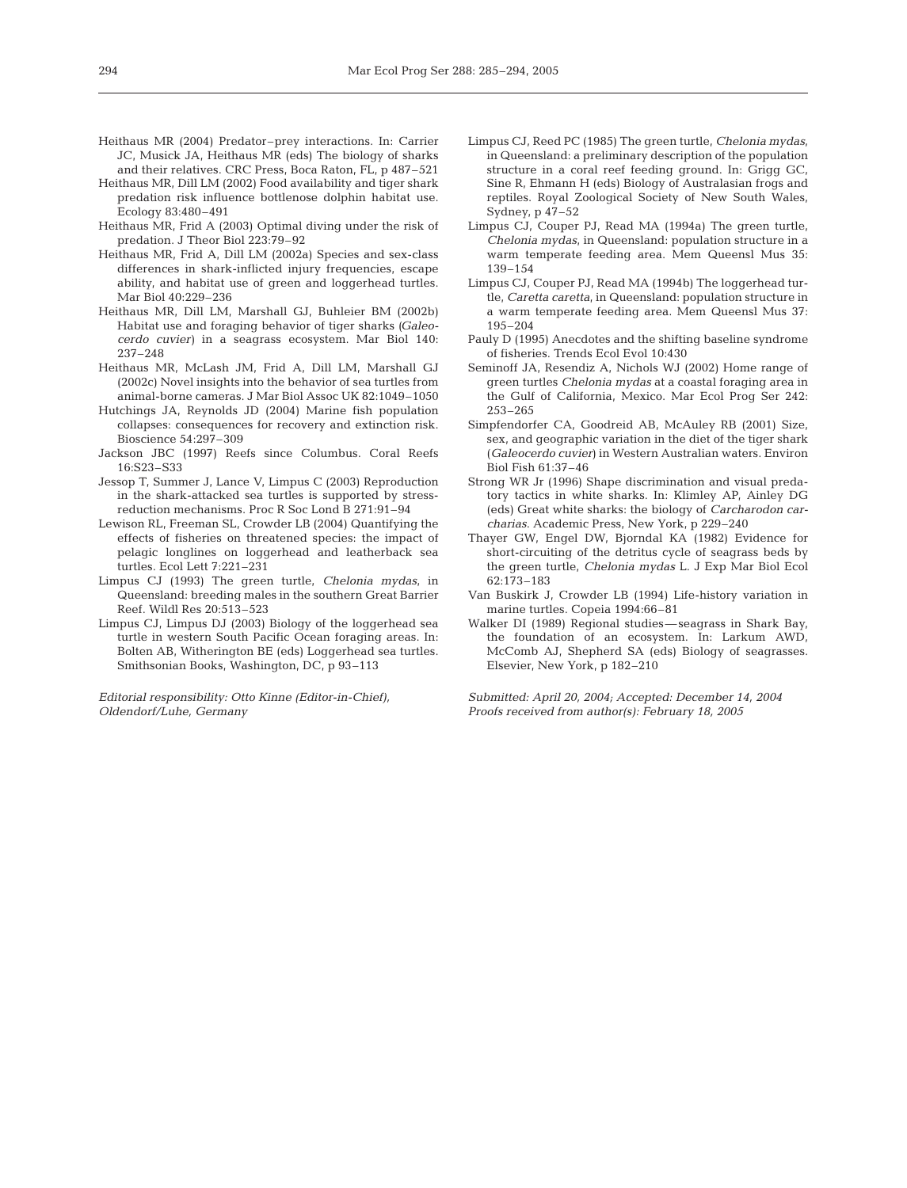Heithaus MR (2004) Predator–prey interactions. In: Carrier JC, Musick JA, Heithaus MR (eds) The biology of sharks and their relatives. CRC Press, Boca Raton, FL, p 487–521

Heithaus MR, Dill LM (2002) Food availability and tiger shark predation risk influence bottlenose dolphin habitat use. Ecology 83:480–491

Heithaus MR, Frid A (2003) Optimal diving under the risk of predation. J Theor Biol 223:79–92

Heithaus MR, Frid A, Dill LM (2002a) Species and sex-class differences in shark-inflicted injury frequencies, escape ability, and habitat use of green and loggerhead turtles. Mar Biol 40:229–236

Heithaus MR, Dill LM, Marshall GJ, Buhleier BM (2002b) Habitat use and foraging behavior of tiger sharks (*Galeocerdo cuvier*) in a seagrass ecosystem. Mar Biol 140: 237–248

Heithaus MR, McLash JM, Frid A, Dill LM, Marshall GJ (2002c) Novel insights into the behavior of sea turtles from animal-borne cameras. J Mar Biol Assoc UK 82:1049–1050

Hutchings JA, Reynolds JD (2004) Marine fish population collapses: consequences for recovery and extinction risk. Bioscience 54:297–309

Jackson JBC (1997) Reefs since Columbus. Coral Reefs 16:S23–S33

Jessop T, Summer J, Lance V, Limpus C (2003) Reproduction in the shark-attacked sea turtles is supported by stress-reduction mechanisms. Proc R Soc Lond B 271:91–94

Lewison RL, Freeman SL, Crowder LB (2004) Quantifying the effects of fisheries on threatened species: the impact of pelagic longlines on loggerhead and leatherback sea turtles. Ecol Lett 7:221–231

Limpus CJ (1993) The green turtle, *Chelonia mydas*, in Queensland: breeding males in the southern Great Barrier Reef. Wildl Res 20:513–523

Limpus CJ, Limpus DJ (2003) Biology of the loggerhead sea turtle in western South Pacific Ocean foraging areas. In: Bolten AB, Witherington BE (eds) Loggerhead sea turtles. Smithsonian Books, Washington, DC, p 93–113

Limpus CJ, Reed PC (1985) The green turtle, *Chelonia mydas*, in Queensland: a preliminary description of the population structure in a coral reef feeding ground. In: Grigg GC, Sine R, Ehmann H (eds) Biology of Australasian frogs and reptiles. Royal Zoological Society of New South Wales, Sydney, p 47–52

Limpus CJ, Couper PJ, Read MA (1994a) The green turtle, *Chelonia mydas*, in Queensland: population structure in a warm temperate feeding area. Mem Queensl Mus 35: 139–154

Limpus CJ, Couper PJ, Read MA (1994b) The loggerhead turtle, *Caretta caretta*, in Queensland: population structure in a warm temperate feeding area. Mem Queensl Mus 37: 195–204

Pauly D (1995) Anecdotes and the shifting baseline syndrome of fisheries. Trends Ecol Evol 10:430

Seminoff JA, Resendiz A, Nichols WJ (2002) Home range of green turtles *Chelonia mydas* at a coastal foraging area in the Gulf of California, Mexico. Mar Ecol Prog Ser 242: 253–265

Simpfendorfer CA, Goodreid AB, McAuley RB (2001) Size, sex, and geographic variation in the diet of the tiger shark (*Galeocerdo cuvier*) in Western Australian waters. Environ Biol Fish 61:37–46

Strong WR Jr (1996) Shape discrimination and visual predatory tactics in white sharks. In: Klimley AP, Ainley DG (eds) Great white sharks: the biology of *Carcharodon carcharias*. Academic Press, New York, p 229–240

Thayer GW, Engel DW, Bjorndal KA (1982) Evidence for short-circuiting of the detritus cycle of seagrass beds by the green turtle, *Chelonia mydas* L. J Exp Mar Biol Ecol 62:173–183

Van Buskirk J, Crowder LB (1994) Life-history variation in marine turtles. Copeia 1994:66–81

Walker DI (1989) Regional studies—seagrass in Shark Bay, the foundation of an ecosystem. In: Larkum AWD, McComb AJ, Shepherd SA (eds) Biology of seagrasses. Elsevier, New York, p 182–210

*Editorial responsibility: Otto Kinne (Editor-in-Chief), Oldendorf/Luhe, Germany*

*Submitted: April 20, 2004; Accepted: December 14, 2004*
*Proofs received from author(s): February 18, 2005*